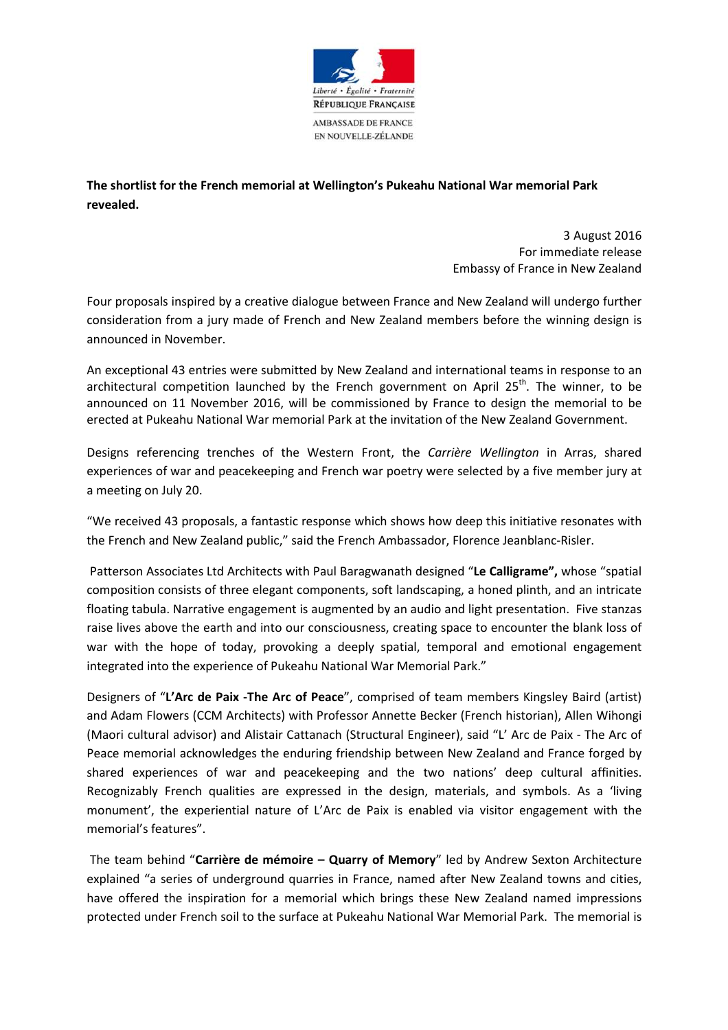Liberté • Égalité • Fraternité

RÉPUBLIQUE FRANÇAISE

AMBASSADE DE FRANCE EN NOUVELLE-ZÉLANDE

**The shortlist for the French memorial at Wellington's Pukeahu National War memorial Park revealed.**

3 August 2016
For immediate release
Embassy of France in New Zealand

Four proposals inspired by a creative dialogue between France and New Zealand will undergo further consideration from a jury made of French and New Zealand members before the winning design is announced in November.

An exceptional 43 entries were submitted by New Zealand and international teams in response to an architectural competition launched by the French government on April 25th. The winner, to be announced on 11 November 2016, will be commissioned by France to design the memorial to be erected at Pukeahu National War memorial Park at the invitation of the New Zealand Government.

Designs referencing trenches of the Western Front, the *Carrière Wellington* in Arras, shared experiences of war and peacekeeping and French war poetry were selected by a five member jury at a meeting on July 20.

"We received 43 proposals, a fantastic response which shows how deep this initiative resonates with the French and New Zealand public," said the French Ambassador, Florence Jeanblanc-Risler.

Patterson Associates Ltd Architects with Paul Baragwanath designed "**Le Calligrame",** whose "spatial composition consists of three elegant components, soft landscaping, a honed plinth, and an intricate floating tabula. Narrative engagement is augmented by an audio and light presentation. Five stanzas raise lives above the earth and into our consciousness, creating space to encounter the blank loss of war with the hope of today, provoking a deeply spatial, temporal and emotional engagement integrated into the experience of Pukeahu National War Memorial Park."

Designers of "**L'Arc de Paix -The Arc of Peace**", comprised of team members Kingsley Baird (artist) and Adam Flowers (CCM Architects) with Professor Annette Becker (French historian), Allen Wihongi (Maori cultural advisor) and Alistair Cattanach (Structural Engineer), said "L' Arc de Paix - The Arc of Peace memorial acknowledges the enduring friendship between New Zealand and France forged by shared experiences of war and peacekeeping and the two nations' deep cultural affinities. Recognizably French qualities are expressed in the design, materials, and symbols. As a 'living monument', the experiential nature of L'Arc de Paix is enabled via visitor engagement with the memorial's features".

The team behind "**Carrière de mémoire – Quarry of Memory**" led by Andrew Sexton Architecture explained "a series of underground quarries in France, named after New Zealand towns and cities, have offered the inspiration for a memorial which brings these New Zealand named impressions protected under French soil to the surface at Pukeahu National War Memorial Park. The memorial is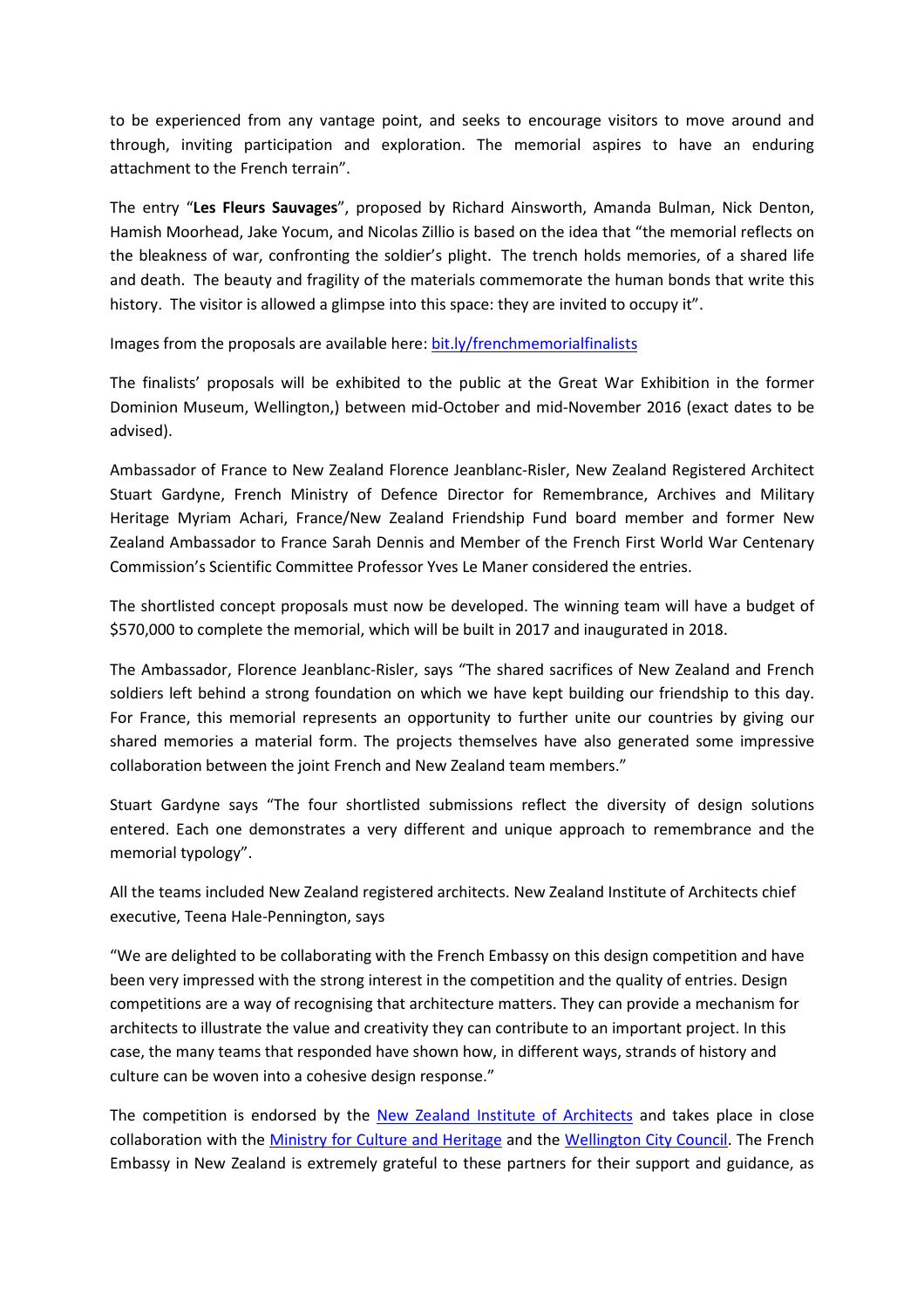to be experienced from any vantage point, and seeks to encourage visitors to move around and through, inviting participation and exploration. The memorial aspires to have an enduring attachment to the French terrain".

The entry "**Les Fleurs Sauvages**", proposed by Richard Ainsworth, Amanda Bulman, Nick Denton, Hamish Moorhead, Jake Yocum, and Nicolas Zillio is based on the idea that "the memorial reflects on the bleakness of war, confronting the soldier's plight. The trench holds memories, of a shared life and death. The beauty and fragility of the materials commemorate the human bonds that write this history. The visitor is allowed a glimpse into this space: they are invited to occupy it".

Images from the proposals are available here: [bit.ly/frenchmemorialfinalists](bit.ly/frenchmemorialfinalists)

The finalists' proposals will be exhibited to the public at the Great War Exhibition in the former Dominion Museum, Wellington,) between mid-October and mid-November 2016 (exact dates to be advised).

Ambassador of France to New Zealand Florence Jeanblanc-Risler, New Zealand Registered Architect Stuart Gardyne, French Ministry of Defence Director for Remembrance, Archives and Military Heritage Myriam Achari, France/New Zealand Friendship Fund board member and former New Zealand Ambassador to France Sarah Dennis and Member of the French First World War Centenary Commission's Scientific Committee Professor Yves Le Maner considered the entries.

The shortlisted concept proposals must now be developed. The winning team will have a budget of $570,000 to complete the memorial, which will be built in 2017 and inaugurated in 2018.

The Ambassador, Florence Jeanblanc-Risler, says "The shared sacrifices of New Zealand and French soldiers left behind a strong foundation on which we have kept building our friendship to this day. For France, this memorial represents an opportunity to further unite our countries by giving our shared memories a material form. The projects themselves have also generated some impressive collaboration between the joint French and New Zealand team members."

Stuart Gardyne says "The four shortlisted submissions reflect the diversity of design solutions entered. Each one demonstrates a very different and unique approach to remembrance and the memorial typology".

All the teams included New Zealand registered architects. New Zealand Institute of Architects chief executive, Teena Hale-Pennington, says

"We are delighted to be collaborating with the French Embassy on this design competition and have been very impressed with the strong interest in the competition and the quality of entries. Design competitions are a way of recognising that architecture matters. They can provide a mechanism for architects to illustrate the value and creativity they can contribute to an important project. In this case, the many teams that responded have shown how, in different ways, strands of history and culture can be woven into a cohesive design response."

The competition is endorsed by the New Zealand Institute of Architects and takes place in close collaboration with the Ministry for Culture and Heritage and the Wellington City Council. The French Embassy in New Zealand is extremely grateful to these partners for their support and guidance, as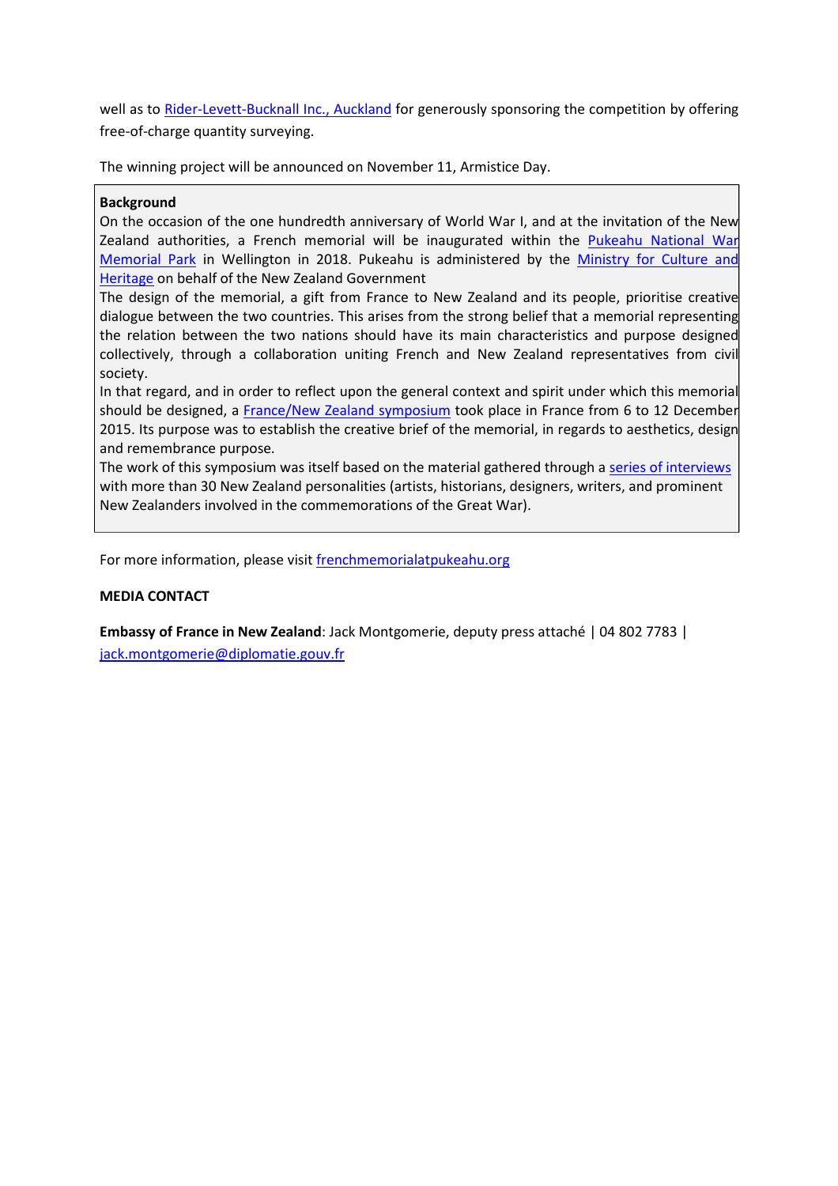well as to Rider-Levett-Bucknall Inc., Auckland for generously sponsoring the competition by offering free-of-charge quantity surveying.

The winning project will be announced on November 11, Armistice Day.

**Background**

On the occasion of the one hundredth anniversary of World War I, and at the invitation of the New Zealand authorities, a French memorial will be inaugurated within the Pukeahu National War Memorial Park in Wellington in 2018. Pukeahu is administered by the Ministry for Culture and Heritage on behalf of the New Zealand Government

The design of the memorial, a gift from France to New Zealand and its people, prioritise creative dialogue between the two countries. This arises from the strong belief that a memorial representing the relation between the two nations should have its main characteristics and purpose designed collectively, through a collaboration uniting French and New Zealand representatives from civil society.

In that regard, and in order to reflect upon the general context and spirit under which this memorial should be designed, a France/New Zealand symposium took place in France from 6 to 12 December 2015. Its purpose was to establish the creative brief of the memorial, in regards to aesthetics, design and remembrance purpose.

The work of this symposium was itself based on the material gathered through a series of interviews with more than 30 New Zealand personalities (artists, historians, designers, writers, and prominent New Zealanders involved in the commemorations of the Great War).

For more information, please visit frenchmemorialatpukeahu.org

**MEDIA CONTACT**

**Embassy of France in New Zealand**: Jack Montgomerie, deputy press attaché | 04 802 7783 | jack.montgomerie@diplomatie.gouv.fr